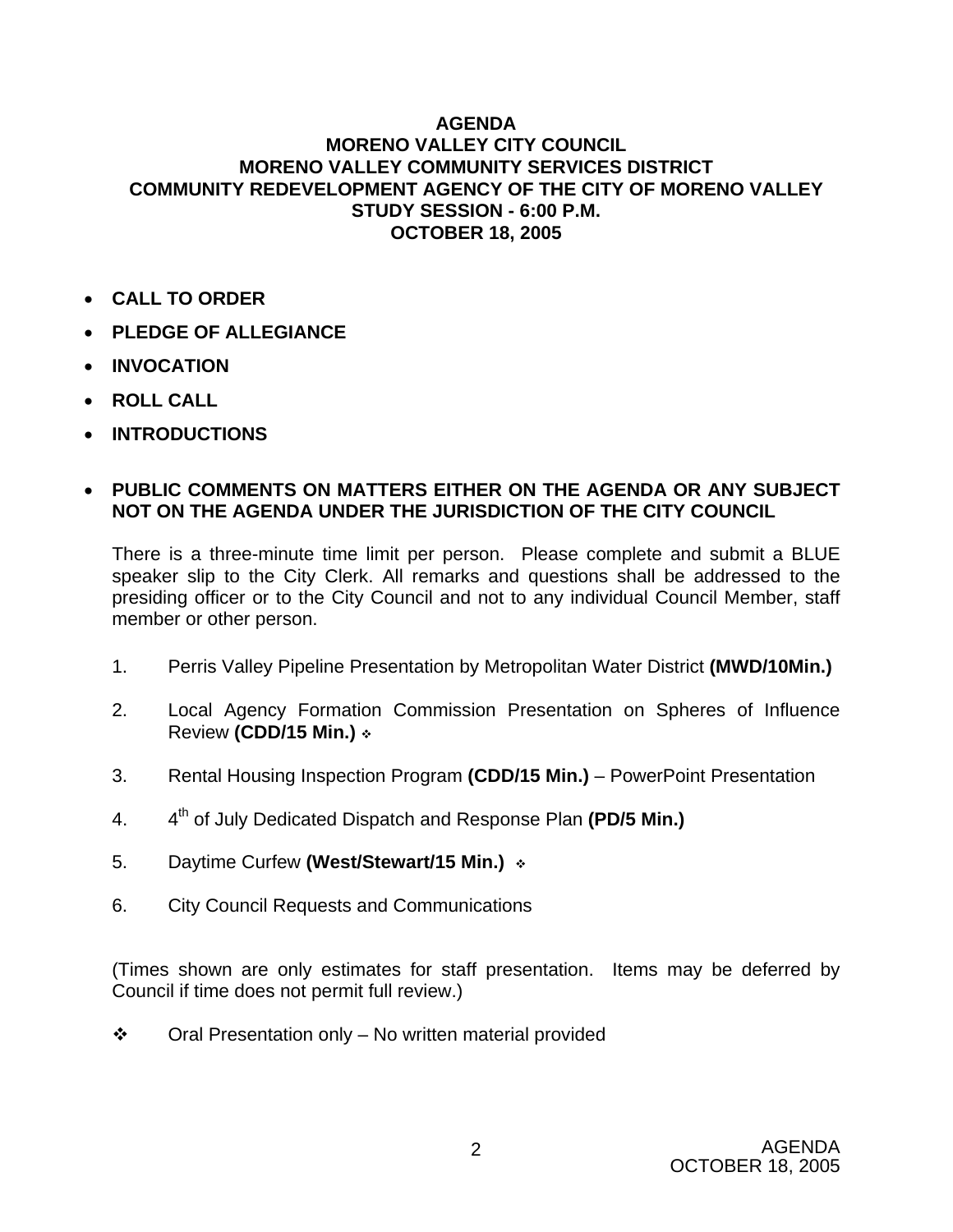# AGENDA
# MORENO VALLEY CITY COUNCIL
# MORENO VALLEY COMMUNITY SERVICES DISTRICT
# COMMUNITY REDEVELOPMENT AGENCY OF THE CITY OF MORENO VALLEY
# STUDY SESSION - 6:00 P.M.
# OCTOBER 18, 2005

- **CALL TO ORDER**
- **PLEDGE OF ALLEGIANCE**
- **INVOCATION**
- **ROLL CALL**
- **INTRODUCTIONS**
- **PUBLIC COMMENTS ON MATTERS EITHER ON THE AGENDA OR ANY SUBJECT NOT ON THE AGENDA UNDER THE JURISDICTION OF THE CITY COUNCIL**

  There is a three-minute time limit per person. Please complete and submit a BLUE speaker slip to the City Clerk. All remarks and questions shall be addressed to the presiding officer or to the City Council and not to any individual Council Member, staff member or other person.

1. Perris Valley Pipeline Presentation by Metropolitan Water District **(MWD/10Min.)**
2. Local Agency Formation Commission Presentation on Spheres of Influence Review **(CDD/15 Min.)** ❖
3. Rental Housing Inspection Program **(CDD/15 Min.)** – PowerPoint Presentation
4. 4th of July Dedicated Dispatch and Response Plan **(PD/5 Min.)**
5. Daytime Curfew **(West/Stewart/15 Min.)** ❖
6. City Council Requests and Communications

(Times shown are only estimates for staff presentation. Items may be deferred by Council if time does not permit full review.)

❖ Oral Presentation only – No written material provided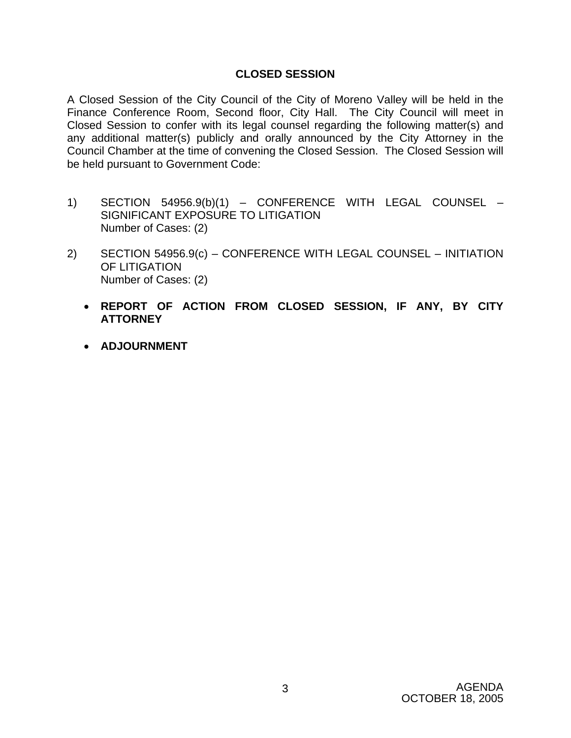# CLOSED SESSION

A Closed Session of the City Council of the City of Moreno Valley will be held in the Finance Conference Room, Second floor, City Hall. The City Council will meet in Closed Session to confer with its legal counsel regarding the following matter(s) and any additional matter(s) publicly and orally announced by the City Attorney in the Council Chamber at the time of convening the Closed Session. The Closed Session will be held pursuant to Government Code:

1) SECTION 54956.9(b)(1) – CONFERENCE WITH LEGAL COUNSEL – SIGNIFICANT EXPOSURE TO LITIGATION
   Number of Cases: (2)

2) SECTION 54956.9(c) – CONFERENCE WITH LEGAL COUNSEL – INITIATION OF LITIGATION
   Number of Cases: (2)

- **REPORT OF ACTION FROM CLOSED SESSION, IF ANY, BY CITY ATTORNEY**

- **ADJOURNMENT**